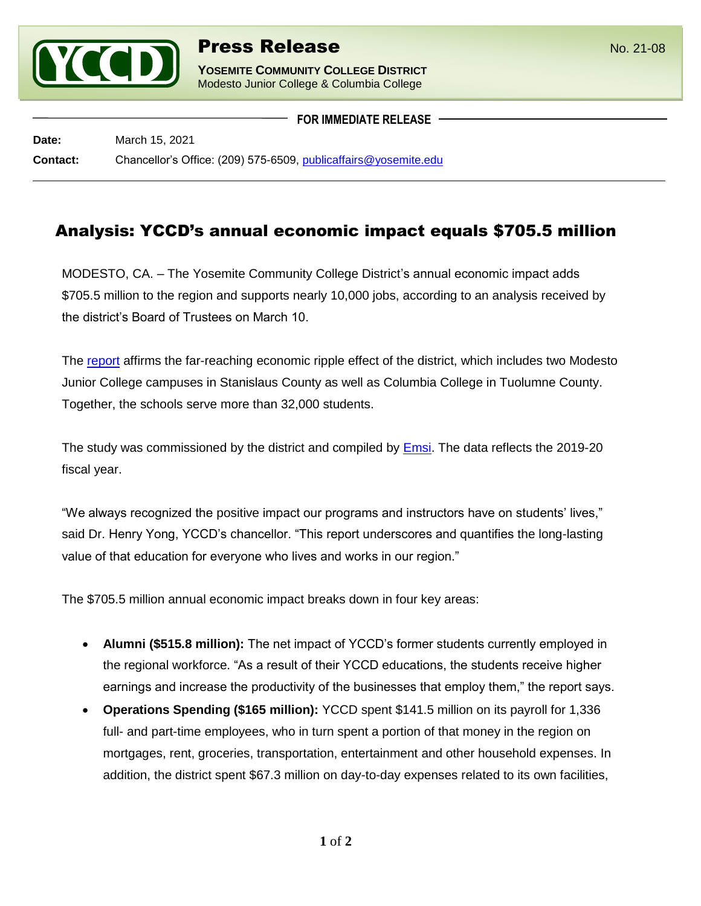# Press Release

No. 21-08

**YOSEMITE COMMUNITY COLLEGE DISTRICT**
Modesto Junior College & Columbia College

**FOR IMMEDIATE RELEASE**

**Date:** March 15, 2021

**Contact:** Chancellor's Office: (209) 575-6509, publicaffairs@yosemite.edu

## Analysis: YCCD's annual economic impact equals $705.5 million

MODESTO, CA. – The Yosemite Community College District's annual economic impact adds $705.5 million to the region and supports nearly 10,000 jobs, according to an analysis received by the district's Board of Trustees on March 10.

The report affirms the far-reaching economic ripple effect of the district, which includes two Modesto Junior College campuses in Stanislaus County as well as Columbia College in Tuolumne County. Together, the schools serve more than 32,000 students.

The study was commissioned by the district and compiled by Emsi. The data reflects the 2019-20 fiscal year.

"We always recognized the positive impact our programs and instructors have on students' lives," said Dr. Henry Yong, YCCD's chancellor. "This report underscores and quantifies the long-lasting value of that education for everyone who lives and works in our region."

The $705.5 million annual economic impact breaks down in four key areas:

- **Alumni ($515.8 million):** The net impact of YCCD's former students currently employed in the regional workforce. "As a result of their YCCD educations, the students receive higher earnings and increase the productivity of the businesses that employ them," the report says.
- **Operations Spending ($165 million):** YCCD spent $141.5 million on its payroll for 1,336 full- and part-time employees, who in turn spent a portion of that money in the region on mortgages, rent, groceries, transportation, entertainment and other household expenses. In addition, the district spent $67.3 million on day-to-day expenses related to its own facilities,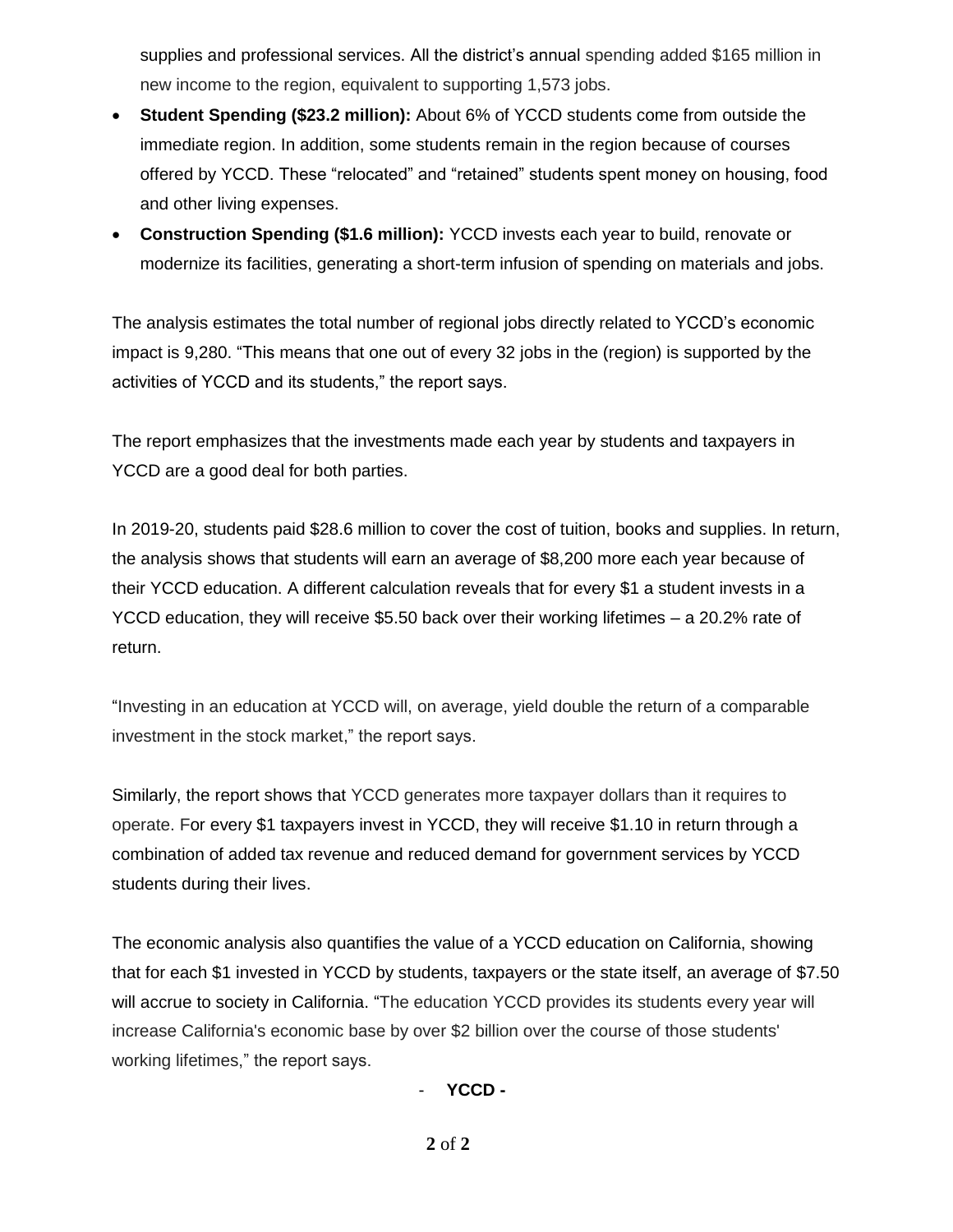supplies and professional services. All the district's annual spending added $165 million in new income to the region, equivalent to supporting 1,573 jobs.

- **Student Spending ($23.2 million):** About 6% of YCCD students come from outside the immediate region. In addition, some students remain in the region because of courses offered by YCCD. These "relocated" and "retained" students spent money on housing, food and other living expenses.
- **Construction Spending ($1.6 million):** YCCD invests each year to build, renovate or modernize its facilities, generating a short-term infusion of spending on materials and jobs.

The analysis estimates the total number of regional jobs directly related to YCCD's economic impact is 9,280. "This means that one out of every 32 jobs in the (region) is supported by the activities of YCCD and its students," the report says.

The report emphasizes that the investments made each year by students and taxpayers in YCCD are a good deal for both parties.

In 2019-20, students paid $28.6 million to cover the cost of tuition, books and supplies. In return, the analysis shows that students will earn an average of $8,200 more each year because of their YCCD education. A different calculation reveals that for every $1 a student invests in a YCCD education, they will receive $5.50 back over their working lifetimes – a 20.2% rate of return.

"Investing in an education at YCCD will, on average, yield double the return of a comparable investment in the stock market," the report says.

Similarly, the report shows that YCCD generates more taxpayer dollars than it requires to operate. For every $1 taxpayers invest in YCCD, they will receive $1.10 in return through a combination of added tax revenue and reduced demand for government services by YCCD students during their lives.

The economic analysis also quantifies the value of a YCCD education on California, showing that for each $1 invested in YCCD by students, taxpayers or the state itself, an average of $7.50 will accrue to society in California. "The education YCCD provides its students every year will increase California's economic base by over $2 billion over the course of those students' working lifetimes," the report says.

- **YCCD -**